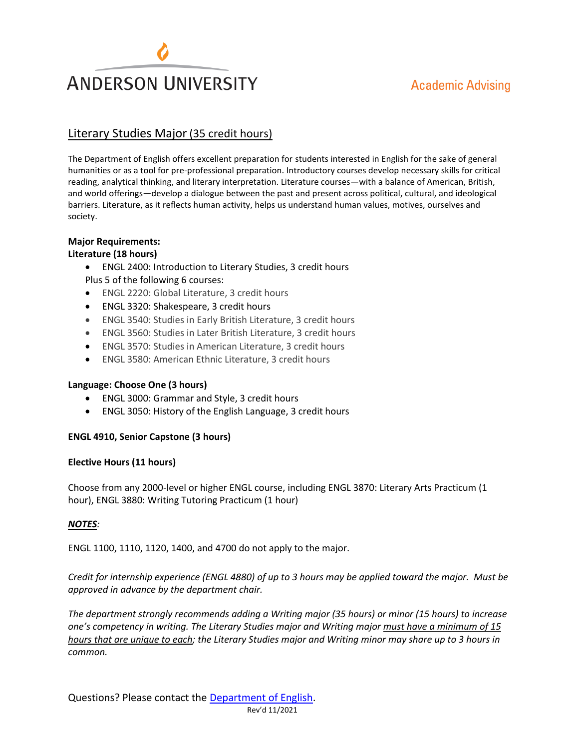ANDERSON UNIVERSITY

Academic Advising

# Literary Studies Major (35 credit hours)

The Department of English offers excellent preparation for students interested in English for the sake of general humanities or as a tool for pre-professional preparation. Introductory courses develop necessary skills for critical reading, analytical thinking, and literary interpretation. Literature courses—with a balance of American, British, and world offerings—develop a dialogue between the past and present across political, cultural, and ideological barriers. Literature, as it reflects human activity, helps us understand human values, motives, ourselves and society.

**Major Requirements:**

**Literature (18 hours)**

- ENGL 2400: Introduction to Literary Studies, 3 credit hours

Plus 5 of the following 6 courses:

- ENGL 2220: Global Literature, 3 credit hours
- ENGL 3320: Shakespeare, 3 credit hours
- ENGL 3540: Studies in Early British Literature, 3 credit hours
- ENGL 3560: Studies in Later British Literature, 3 credit hours
- ENGL 3570: Studies in American Literature, 3 credit hours
- ENGL 3580: American Ethnic Literature, 3 credit hours

**Language: Choose One (3 hours)**

- ENGL 3000: Grammar and Style, 3 credit hours
- ENGL 3050: History of the English Language, 3 credit hours

**ENGL 4910, Senior Capstone (3 hours)**

**Elective Hours (11 hours)**

Choose from any 2000-level or higher ENGL course, including ENGL 3870: Literary Arts Practicum (1 hour), ENGL 3880: Writing Tutoring Practicum (1 hour)

***NOTES*:**

ENGL 1100, 1110, 1120, 1400, and 4700 do not apply to the major.

*Credit for internship experience (ENGL 4880) of up to 3 hours may be applied toward the major. Must be approved in advance by the department chair.*

*The department strongly recommends adding a Writing major (35 hours) or minor (15 hours) to increase one's competency in writing. The Literary Studies major and Writing major must have a minimum of 15 hours that are unique to each; the Literary Studies major and Writing minor may share up to 3 hours in common.*

Questions? Please contact the Department of English.

Rev'd 11/2021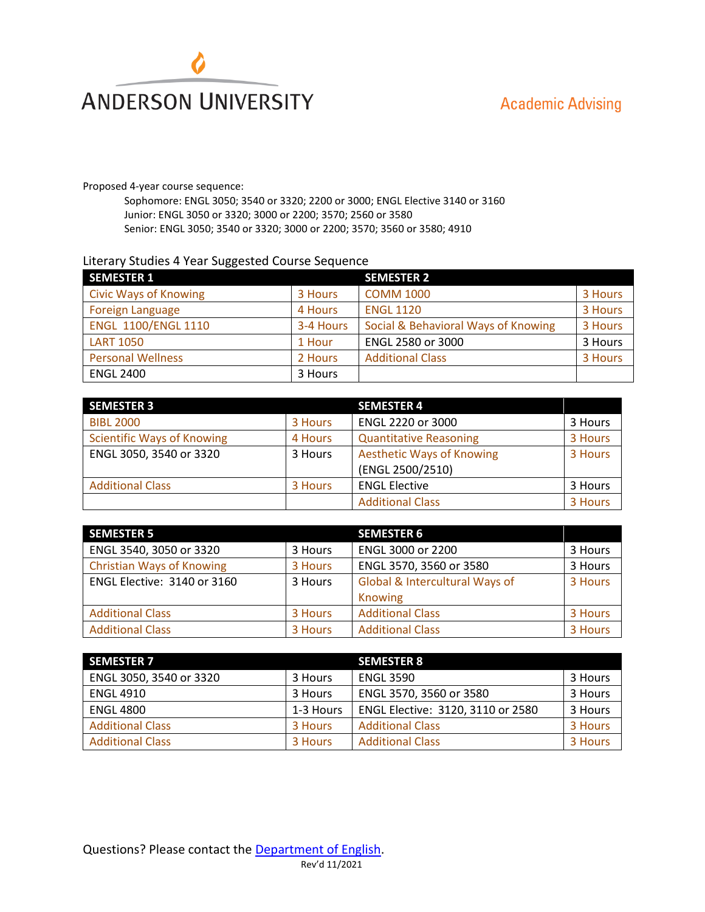# ANDERSON UNIVERSITY

Academic Advising

Proposed 4-year course sequence:

Sophomore: ENGL 3050; 3540 or 3320; 2200 or 3000; ENGL Elective 3140 or 3160
Junior: ENGL 3050 or 3320; 3000 or 2200; 3570; 2560 or 3580
Senior: ENGL 3050; 3540 or 3320; 3000 or 2200; 3570; 3560 or 3580; 4910

Literary Studies 4 Year Suggested Course Sequence

| SEMESTER 1 | | SEMESTER 2 | |
|---|---|---|---|
| Civic Ways of Knowing | 3 Hours | COMM 1000 | 3 Hours |
| Foreign Language | 4 Hours | ENGL 1120 | 3 Hours |
| ENGL 1100/ENGL 1110 | 3-4 Hours | Social & Behavioral Ways of Knowing | 3 Hours |
| LART 1050 | 1 Hour | ENGL 2580 or 3000 | 3 Hours |
| Personal Wellness | 2 Hours | Additional Class | 3 Hours |
| ENGL 2400 | 3 Hours | | |

| SEMESTER 3 | | SEMESTER 4 | |
|---|---|---|---|
| BIBL 2000 | 3 Hours | ENGL 2220 or 3000 | 3 Hours |
| Scientific Ways of Knowing | 4 Hours | Quantitative Reasoning | 3 Hours |
| ENGL 3050, 3540 or 3320 | 3 Hours | Aesthetic Ways of Knowing (ENGL 2500/2510) | 3 Hours |
| Additional Class | 3 Hours | ENGL Elective | 3 Hours |
| | | Additional Class | 3 Hours |

| SEMESTER 5 | | SEMESTER 6 | |
|---|---|---|---|
| ENGL 3540, 3050 or 3320 | 3 Hours | ENGL 3000 or 2200 | 3 Hours |
| Christian Ways of Knowing | 3 Hours | ENGL 3570, 3560 or 3580 | 3 Hours |
| ENGL Elective: 3140 or 3160 | 3 Hours | Global & Intercultural Ways of Knowing | 3 Hours |
| Additional Class | 3 Hours | Additional Class | 3 Hours |
| Additional Class | 3 Hours | Additional Class | 3 Hours |

| SEMESTER 7 | | SEMESTER 8 | |
|---|---|---|---|
| ENGL 3050, 3540 or 3320 | 3 Hours | ENGL 3590 | 3 Hours |
| ENGL 4910 | 3 Hours | ENGL 3570, 3560 or 3580 | 3 Hours |
| ENGL 4800 | 1-3 Hours | ENGL Elective: 3120, 3110 or 2580 | 3 Hours |
| Additional Class | 3 Hours | Additional Class | 3 Hours |
| Additional Class | 3 Hours | Additional Class | 3 Hours |

Questions? Please contact the [Department of English](#).

Rev'd 11/2021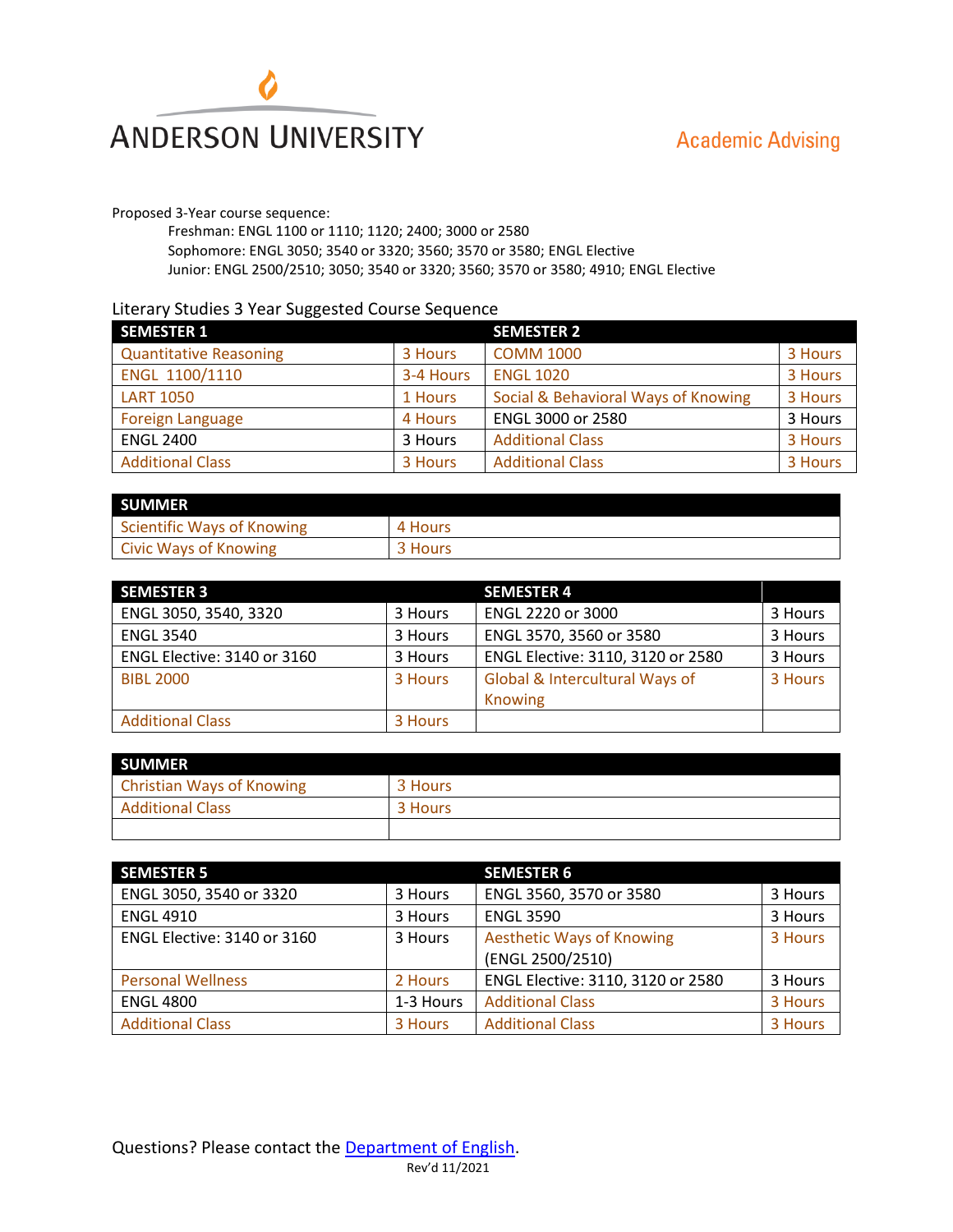# ANDERSON UNIVERSITY

Academic Advising

Proposed 3-Year course sequence:

- Freshman: ENGL 1100 or 1110; 1120; 2400; 3000 or 2580
- Sophomore: ENGL 3050; 3540 or 3320; 3560; 3570 or 3580; ENGL Elective
- Junior: ENGL 2500/2510; 3050; 3540 or 3320; 3560; 3570 or 3580; 4910; ENGL Elective

Literary Studies 3 Year Suggested Course Sequence

| SEMESTER 1 | | SEMESTER 2 | |
|---|---|---|---|
| Quantitative Reasoning | 3 Hours | COMM 1000 | 3 Hours |
| ENGL 1100/1110 | 3-4 Hours | ENGL 1020 | 3 Hours |
| LART 1050 | 1 Hours | Social & Behavioral Ways of Knowing | 3 Hours |
| Foreign Language | 4 Hours | ENGL 3000 or 2580 | 3 Hours |
| ENGL 2400 | 3 Hours | Additional Class | 3 Hours |
| Additional Class | 3 Hours | Additional Class | 3 Hours |

| SUMMER | |
|---|---|
| Scientific Ways of Knowing | 4 Hours |
| Civic Ways of Knowing | 3 Hours |

| SEMESTER 3 | | SEMESTER 4 | |
|---|---|---|---|
| ENGL 3050, 3540, 3320 | 3 Hours | ENGL 2220 or 3000 | 3 Hours |
| ENGL 3540 | 3 Hours | ENGL 3570, 3560 or 3580 | 3 Hours |
| ENGL Elective: 3140 or 3160 | 3 Hours | ENGL Elective: 3110, 3120 or 2580 | 3 Hours |
| BIBL 2000 | 3 Hours | Global & Intercultural Ways of Knowing | 3 Hours |
| Additional Class | 3 Hours | | |

| SUMMER | |
|---|---|
| Christian Ways of Knowing | 3 Hours |
| Additional Class | 3 Hours |
| | |

| SEMESTER 5 | | SEMESTER 6 | |
|---|---|---|---|
| ENGL 3050, 3540 or 3320 | 3 Hours | ENGL 3560, 3570 or 3580 | 3 Hours |
| ENGL 4910 | 3 Hours | ENGL 3590 | 3 Hours |
| ENGL Elective: 3140 or 3160 | 3 Hours | Aesthetic Ways of Knowing (ENGL 2500/2510) | 3 Hours |
| Personal Wellness | 2 Hours | ENGL Elective: 3110, 3120 or 2580 | 3 Hours |
| ENGL 4800 | 1-3 Hours | Additional Class | 3 Hours |
| Additional Class | 3 Hours | Additional Class | 3 Hours |

Questions? Please contact the [Department of English](Department of English).

Rev'd 11/2021